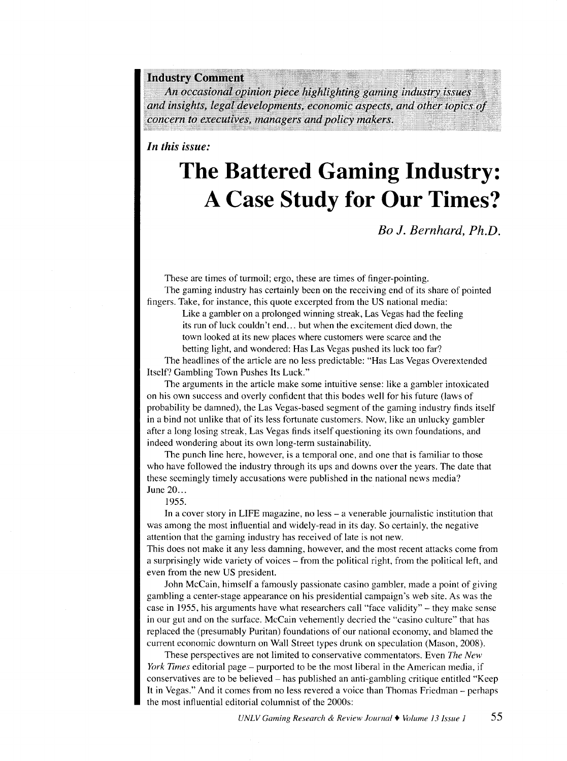**Industry Comment**

*An occasional opinion piece highlighting gaming industry issues and insights, legal developments, economic aspects, and other topics of concern to executives, managers and policy makers.*

***In this issue:***

# The Battered Gaming Industry: A Case Study for Our Times?

*Bo J. Bernhard, Ph.D.*

These are times of turmoil; ergo, these are times of finger-pointing.

The gaming industry has certainly been on the receiving end of its share of pointed fingers. Take, for instance, this quote excerpted from the US national media:

> Like a gambler on a prolonged winning streak, Las Vegas had the feeling its run of luck couldn't end... but when the excitement died down, the town looked at its new places where customers were scarce and the betting light, and wondered: Has Las Vegas pushed its luck too far?

The headlines of the article are no less predictable: "Has Las Vegas Overextended Itself? Gambling Town Pushes Its Luck."

The arguments in the article make some intuitive sense: like a gambler intoxicated on his own success and overly confident that this bodes well for his future (laws of probability be damned), the Las Vegas-based segment of the gaming industry finds itself in a bind not unlike that of its less fortunate customers. Now, like an unlucky gambler after a long losing streak, Las Vegas finds itself questioning its own foundations, and indeed wondering about its own long-term sustainability.

The punch line here, however, is a temporal one, and one that is familiar to those who have followed the industry through its ups and downs over the years. The date that these seemingly timely accusations were published in the national news media?

June 20...

1955.

In a cover story in LIFE magazine, no less – a venerable journalistic institution that was among the most influential and widely-read in its day. So certainly, the negative attention that the gaming industry has received of late is not new.

This does not make it any less damning, however, and the most recent attacks come from a surprisingly wide variety of voices – from the political right, from the political left, and even from the new US president.

John McCain, himself a famously passionate casino gambler, made a point of giving gambling a center-stage appearance on his presidential campaign's web site. As was the case in 1955, his arguments have what researchers call "face validity" – they make sense in our gut and on the surface. McCain vehemently decried the "casino culture" that has replaced the (presumably Puritan) foundations of our national economy, and blamed the current economic downturn on Wall Street types drunk on speculation (Mason, 2008).

These perspectives are not limited to conservative commentators. Even *The New York Times* editorial page – purported to be the most liberal in the American media, if conservatives are to be believed – has published an anti-gambling critique entitled "Keep It in Vegas." And it comes from no less revered a voice than Thomas Friedman – perhaps the most influential editorial columnist of the 2000s: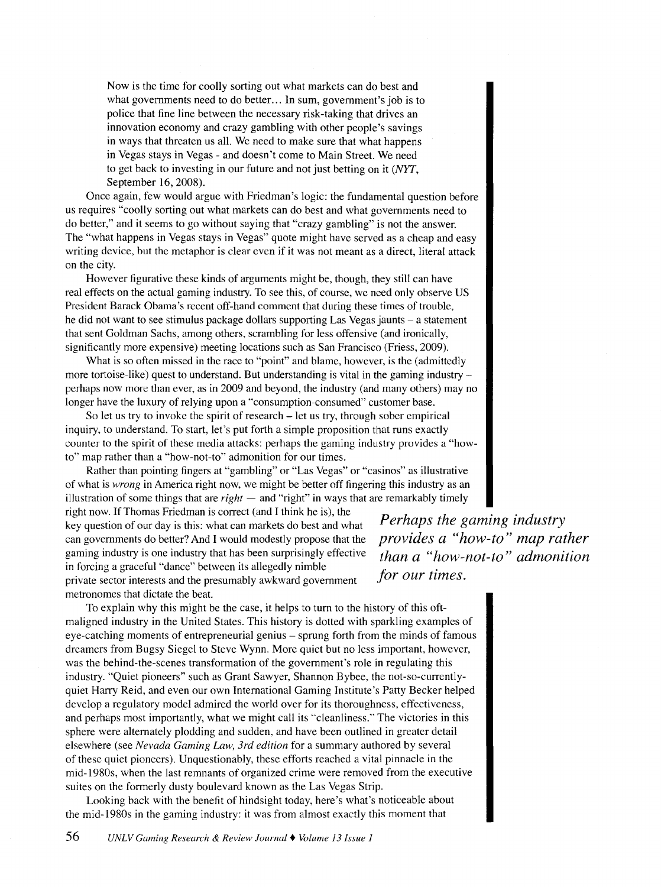> Now is the time for coolly sorting out what markets can do best and what governments need to do better… In sum, government's job is to police that fine line between the necessary risk-taking that drives an innovation economy and crazy gambling with other people's savings in ways that threaten us all. We need to make sure that what happens in Vegas stays in Vegas - and doesn't come to Main Street. We need to get back to investing in our future and not just betting on it (*NYT*, September 16, 2008).

Once again, few would argue with Friedman's logic: the fundamental question before us requires "coolly sorting out what markets can do best and what governments need to do better," and it seems to go without saying that "crazy gambling" is not the answer. The "what happens in Vegas stays in Vegas" quote might have served as a cheap and easy writing device, but the metaphor is clear even if it was not meant as a direct, literal attack on the city.

However figurative these kinds of arguments might be, though, they still can have real effects on the actual gaming industry. To see this, of course, we need only observe US President Barack Obama's recent off-hand comment that during these times of trouble, he did not want to see stimulus package dollars supporting Las Vegas jaunts – a statement that sent Goldman Sachs, among others, scrambling for less offensive (and ironically, significantly more expensive) meeting locations such as San Francisco (Friess, 2009).

What is so often missed in the race to "point" and blame, however, is the (admittedly more tortoise-like) quest to understand. But understanding is vital in the gaming industry – perhaps now more than ever, as in 2009 and beyond, the industry (and many others) may no longer have the luxury of relying upon a "consumption-consumed" customer base.

So let us try to invoke the spirit of research – let us try, through sober empirical inquiry, to understand. To start, let's put forth a simple proposition that runs exactly counter to the spirit of these media attacks: perhaps the gaming industry provides a "how-to" map rather than a "how-not-to" admonition for our times.

Rather than pointing fingers at "gambling" or "Las Vegas" or "casinos" as illustrative of what is *wrong* in America right now, we might be better off fingering this industry as an illustration of some things that are *right* — and "right" in ways that are remarkably timely right now. If Thomas Friedman is correct (and I think he is), the key question of our day is this: what can markets do best and what can governments do better? And I would modestly propose that the gaming industry is one industry that has been surprisingly effective in forcing a graceful "dance" between its allegedly nimble private sector interests and the presumably awkward government metronomes that dictate the beat.

> *Perhaps the gaming industry provides a "how-to" map rather than a "how-not-to" admonition for our times.*

To explain why this might be the case, it helps to turn to the history of this oft-maligned industry in the United States. This history is dotted with sparkling examples of eye-catching moments of entrepreneurial genius – sprung forth from the minds of famous dreamers from Bugsy Siegel to Steve Wynn. More quiet but no less important, however, was the behind-the-scenes transformation of the government's role in regulating this industry. "Quiet pioneers" such as Grant Sawyer, Shannon Bybee, the not-so-currently-quiet Harry Reid, and even our own International Gaming Institute's Patty Becker helped develop a regulatory model admired the world over for its thoroughness, effectiveness, and perhaps most importantly, what we might call its "cleanliness." The victories in this sphere were alternately plodding and sudden, and have been outlined in greater detail elsewhere (see *Nevada Gaming Law, 3rd edition* for a summary authored by several of these quiet pioneers). Unquestionably, these efforts reached a vital pinnacle in the mid-1980s, when the last remnants of organized crime were removed from the executive suites on the formerly dusty boulevard known as the Las Vegas Strip.

Looking back with the benefit of hindsight today, here's what's noticeable about the mid-1980s in the gaming industry: it was from almost exactly this moment that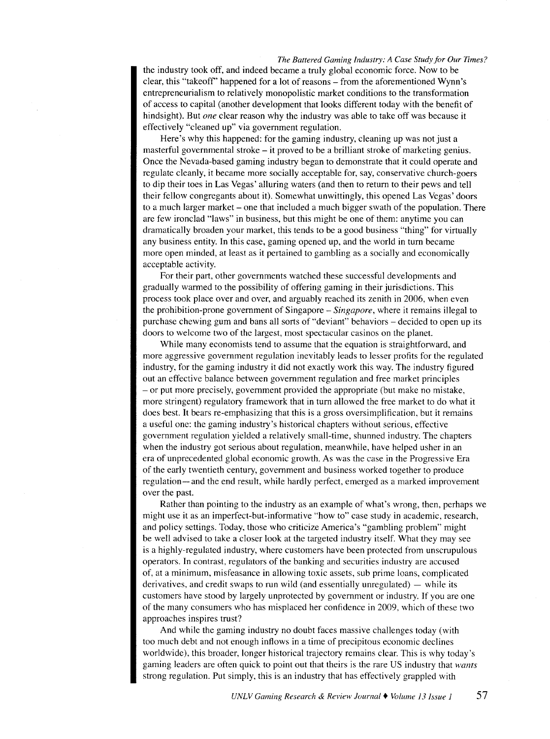the industry took off, and indeed became a truly global economic force. Now to be clear, this "takeoff" happened for a lot of reasons – from the aforementioned Wynn's entrepreneurialism to relatively monopolistic market conditions to the transformation of access to capital (another development that looks different today with the benefit of hindsight). But *one* clear reason why the industry was able to take off was because it effectively "cleaned up" via government regulation.

Here's why this happened: for the gaming industry, cleaning up was not just a masterful governmental stroke – it proved to be a brilliant stroke of marketing genius. Once the Nevada-based gaming industry began to demonstrate that it could operate and regulate cleanly, it became more socially acceptable for, say, conservative church-goers to dip their toes in Las Vegas' alluring waters (and then to return to their pews and tell their fellow congregants about it). Somewhat unwittingly, this opened Las Vegas' doors to a much larger market – one that included a much bigger swath of the population. There are few ironclad "laws" in business, but this might be one of them: anytime you can dramatically broaden your market, this tends to be a good business "thing" for virtually any business entity. In this case, gaming opened up, and the world in turn became more open minded, at least as it pertained to gambling as a socially and economically acceptable activity.

For their part, other governments watched these successful developments and gradually warmed to the possibility of offering gaming in their jurisdictions. This process took place over and over, and arguably reached its zenith in 2006, when even the prohibition-prone government of Singapore – *Singapore*, where it remains illegal to purchase chewing gum and bans all sorts of "deviant" behaviors – decided to open up its doors to welcome two of the largest, most spectacular casinos on the planet.

While many economists tend to assume that the equation is straightforward, and more aggressive government regulation inevitably leads to lesser profits for the regulated industry, for the gaming industry it did not exactly work this way. The industry figured out an effective balance between government regulation and free market principles – or put more precisely, government provided the appropriate (but make no mistake, more stringent) regulatory framework that in turn allowed the free market to do what it does best. It bears re-emphasizing that this is a gross oversimplification, but it remains a useful one: the gaming industry's historical chapters without serious, effective government regulation yielded a relatively small-time, shunned industry. The chapters when the industry got serious about regulation, meanwhile, have helped usher in an era of unprecedented global economic growth. As was the case in the Progressive Era of the early twentieth century, government and business worked together to produce regulation—and the end result, while hardly perfect, emerged as a marked improvement over the past.

Rather than pointing to the industry as an example of what's wrong, then, perhaps we might use it as an imperfect-but-informative "how to" case study in academic, research, and policy settings. Today, those who criticize America's "gambling problem" might be well advised to take a closer look at the targeted industry itself. What they may see is a highly-regulated industry, where customers have been protected from unscrupulous operators. In contrast, regulators of the banking and securities industry are accused of, at a minimum, misfeasance in allowing toxic assets, sub prime loans, complicated derivatives, and credit swaps to run wild (and essentially unregulated) — while its customers have stood by largely unprotected by government or industry. If you are one of the many consumers who has misplaced her confidence in 2009, which of these two approaches inspires trust?

And while the gaming industry no doubt faces massive challenges today (with too much debt and not enough inflows in a time of precipitous economic declines worldwide), this broader, longer historical trajectory remains clear. This is why today's gaming leaders are often quick to point out that theirs is the rare US industry that *wants* strong regulation. Put simply, this is an industry that has effectively grappled with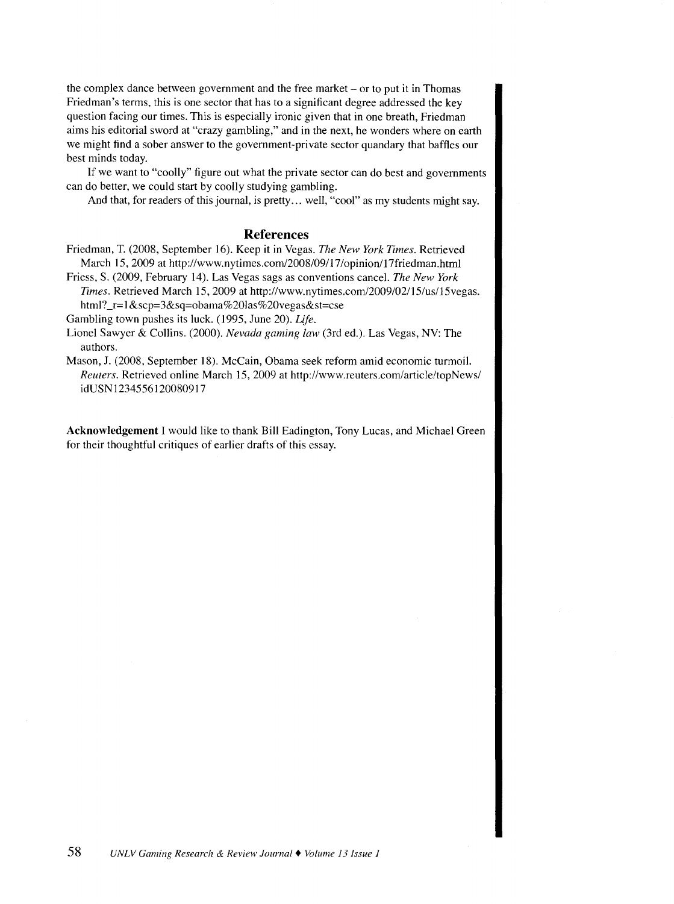the complex dance between government and the free market – or to put it in Thomas Friedman's terms, this is one sector that has to a significant degree addressed the key question facing our times. This is especially ironic given that in one breath, Friedman aims his editorial sword at "crazy gambling," and in the next, he wonders where on earth we might find a sober answer to the government-private sector quandary that baffles our best minds today.

If we want to "coolly" figure out what the private sector can do best and governments can do better, we could start by coolly studying gambling.

And that, for readers of this journal, is pretty… well, "cool" as my students might say.

## References

Friedman, T. (2008, September 16). Keep it in Vegas. *The New York Times.* Retrieved March 15, 2009 at http://www.nytimes.com/2008/09/17/opinion/17friedman.html

Friess, S. (2009, February 14). Las Vegas sags as conventions cancel. *The New York Times.* Retrieved March 15, 2009 at http://www.nytimes.com/2009/02/15/us/15vegas.html?_r=1&scp=3&sq=obama%20las%20vegas&st=cse

Gambling town pushes its luck. (1995, June 20). *Life.*

Lionel Sawyer & Collins. (2000). *Nevada gaming law* (3rd ed.). Las Vegas, NV: The authors.

Mason, J. (2008, September 18). McCain, Obama seek reform amid economic turmoil. *Reuters.* Retrieved online March 15, 2009 at http://www.reuters.com/article/topNews/idUSN1234556120080917

**Acknowledgement** I would like to thank Bill Eadington, Tony Lucas, and Michael Green for their thoughtful critiques of earlier drafts of this essay.